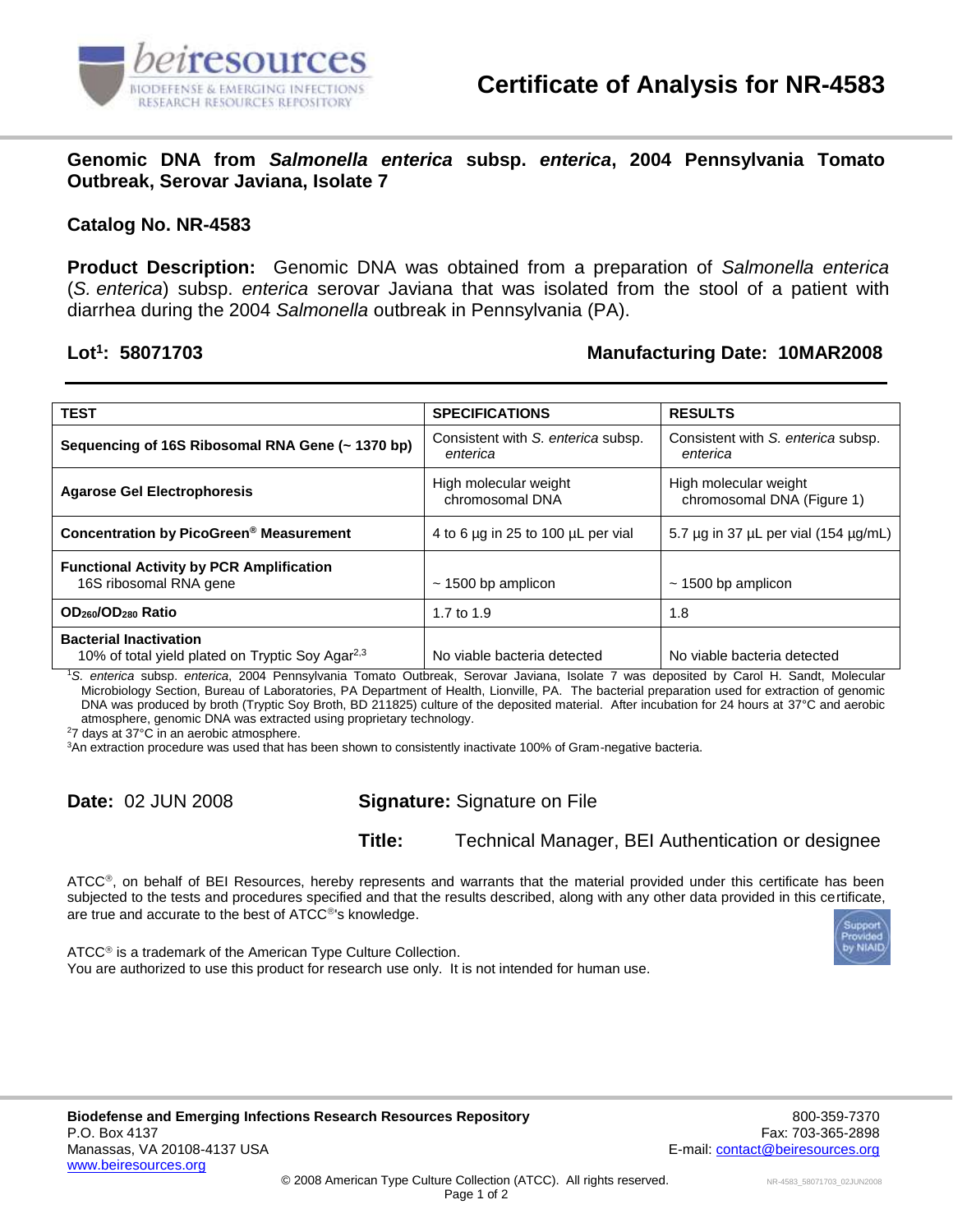# Certificate of Analysis for NR-4583

## Genomic DNA from *Salmonella enterica* subsp. *enterica*, 2004 Pennsylvania Tomato Outbreak, Serovar Javiana, Isolate 7

**Catalog No. NR-4583**

**Product Description:** Genomic DNA was obtained from a preparation of *Salmonella enterica* (*S. enterica*) subsp. *enterica* serovar Javiana that was isolated from the stool of a patient with diarrhea during the 2004 *Salmonella* outbreak in Pennsylvania (PA).

**Lot[1]: 58071703** **Manufacturing Date: 10MAR2008**

| TEST | SPECIFICATIONS | RESULTS |
|---|---|---|
| **Sequencing of 16S Ribosomal RNA Gene (~ 1370 bp)** | Consistent with *S. enterica* subsp. *enterica* | Consistent with *S. enterica* subsp. *enterica* |
| **Agarose Gel Electrophoresis** | High molecular weight chromosomal DNA | High molecular weight chromosomal DNA (Figure 1) |
| **Concentration by PicoGreen® Measurement** | 4 to 6 µg in 25 to 100 µL per vial | 5.7 µg in 37 µL per vial (154 µg/mL) |
| **Functional Activity by PCR Amplification** 16S ribosomal RNA gene | ~ 1500 bp amplicon | ~ 1500 bp amplicon |
| **$OD_{260}/OD_{280}$ Ratio** | 1.7 to 1.9 | 1.8 |
| **Bacterial Inactivation** 10% of total yield plated on Tryptic Soy Agar[2,3] | No viable bacteria detected | No viable bacteria detected |

[1]*S. enterica* subsp. *enterica*, 2004 Pennsylvania Tomato Outbreak, Serovar Javiana, Isolate 7 was deposited by Carol H. Sandt, Molecular Microbiology Section, Bureau of Laboratories, PA Department of Health, Lionville, PA. The bacterial preparation used for extraction of genomic DNA was produced by broth (Tryptic Soy Broth, BD 211825) culture of the deposited material. After incubation for 24 hours at 37°C and aerobic atmosphere, genomic DNA was extracted using proprietary technology.

[2]7 days at 37°C in an aerobic atmosphere.

[3]An extraction procedure was used that has been shown to consistently inactivate 100% of Gram-negative bacteria.

**Date:** 02 JUN 2008

**Signature:** Signature on File

**Title:** Technical Manager, BEI Authentication or designee

ATCC®, on behalf of BEI Resources, hereby represents and warrants that the material provided under this certificate has been subjected to the tests and procedures specified and that the results described, along with any other data provided in this certificate, are true and accurate to the best of ATCC®'s knowledge.

ATCC® is a trademark of the American Type Culture Collection.
You are authorized to use this product for research use only. It is not intended for human use.

**Biodefense and Emerging Infections Research Resources Repository**
P.O. Box 4137
Manassas, VA 20108-4137 USA
www.beiresources.org

800-359-7370
Fax: 703-365-2898
E-mail: contact@beiresources.org

© 2008 American Type Culture Collection (ATCC). All rights reserved.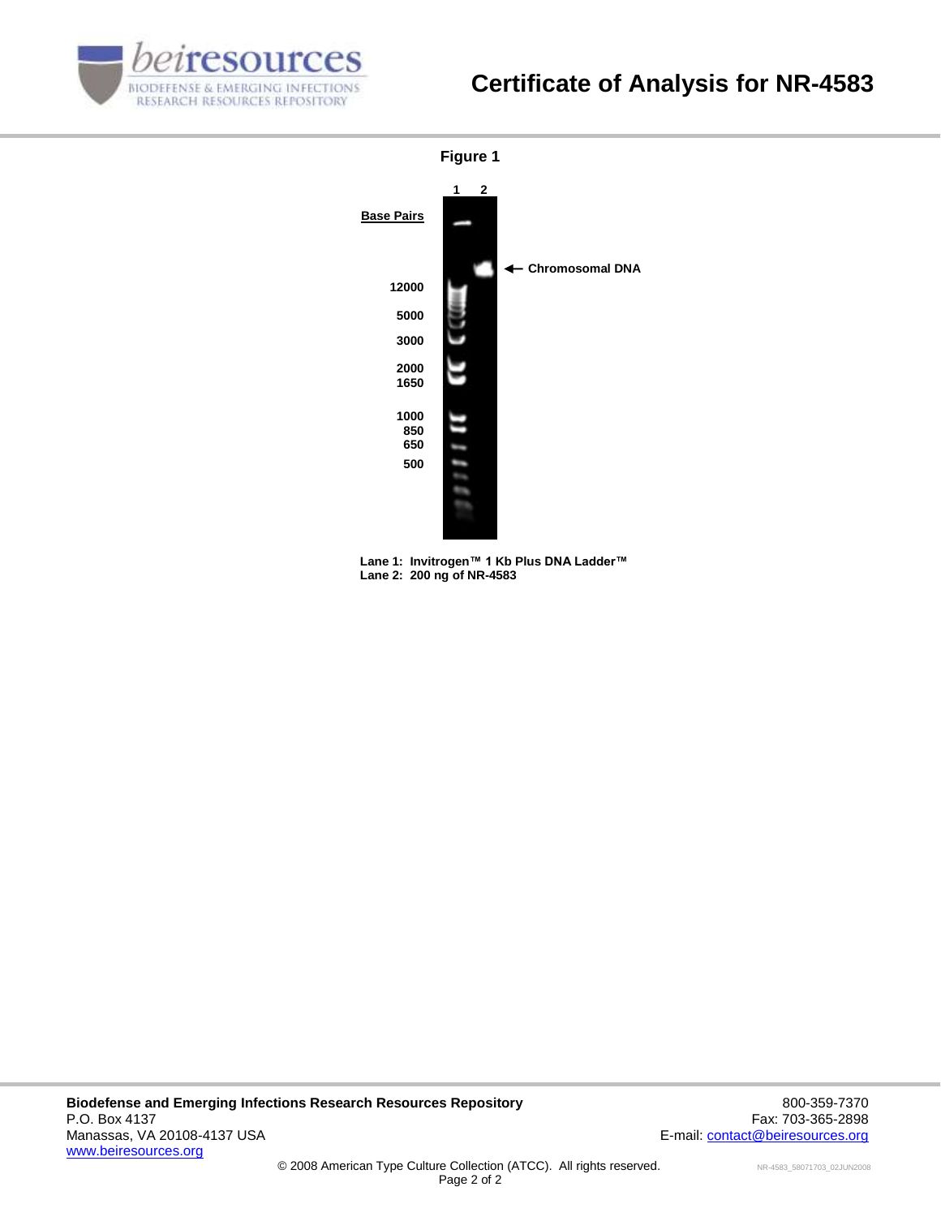# Certificate of Analysis for NR-4583

**Figure 1**

1 2

**Base Pairs**

12000
5000
3000
2000
1650
1000
850
650
500

← **Chromosomal DNA**

**Lane 1: Invitrogen™ 1 Kb Plus DNA Ladder™**
**Lane 2: 200 ng of NR-4583**

**Biodefense and Emerging Infections Research Resources Repository**
P.O. Box 4137
Manassas, VA 20108-4137 USA
www.beiresources.org

800-359-7370
Fax: 703-365-2898
E-mail: contact@beiresources.org

© 2008 American Type Culture Collection (ATCC). All rights reserved.

NR-4583_58071703_02JUN2008